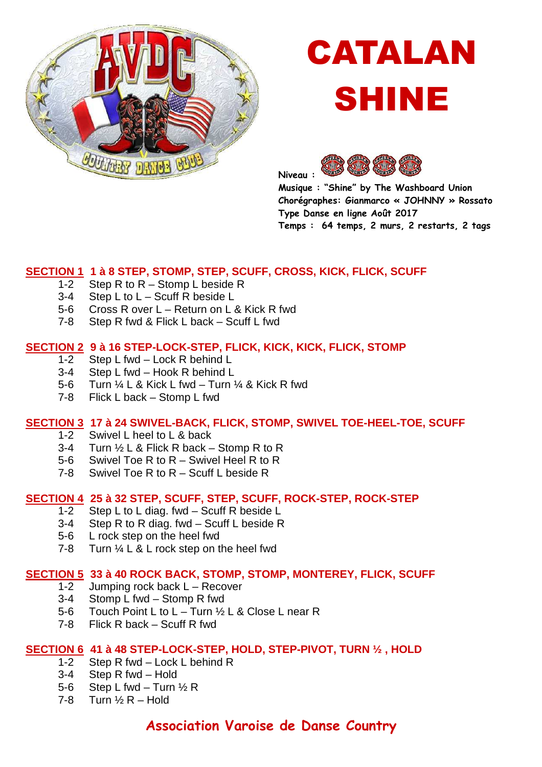# CATALAN SHINE

**Niveau :**
**Musique : "Shine" by The Washboard Union**
**Chorégraphes: Gianmarco « JOHNNY » Rossato**
**Type Danse en ligne Août 2017**
**Temps : 64 temps, 2 murs, 2 restarts, 2 tags**

## SECTION 1 1 à 8 STEP, STOMP, STEP, SCUFF, CROSS, KICK, FLICK, SCUFF

- 1-2 Step R to R – Stomp L beside R
- 3-4 Step L to L – Scuff R beside L
- 5-6 Cross R over L – Return on L & Kick R fwd
- 7-8 Step R fwd & Flick L back – Scuff L fwd

## SECTION 2 9 à 16 STEP-LOCK-STEP, FLICK, KICK, KICK, FLICK, STOMP

- 1-2 Step L fwd – Lock R behind L
- 3-4 Step L fwd – Hook R behind L
- 5-6 Turn ¼ L & Kick L fwd – Turn ¼ & Kick R fwd
- 7-8 Flick L back – Stomp L fwd

## SECTION 3 17 à 24 SWIVEL-BACK, FLICK, STOMP, SWIVEL TOE-HEEL-TOE, SCUFF

- 1-2 Swivel L heel to L & back
- 3-4 Turn ½ L & Flick R back – Stomp R to R
- 5-6 Swivel Toe R to R – Swivel Heel R to R
- 7-8 Swivel Toe R to R – Scuff L beside R

## SECTION 4 25 à 32 STEP, SCUFF, STEP, SCUFF, ROCK-STEP, ROCK-STEP

- 1-2 Step L to L diag. fwd – Scuff R beside L
- 3-4 Step R to R diag. fwd – Scuff L beside R
- 5-6 L rock step on the heel fwd
- 7-8 Turn ¼ L & L rock step on the heel fwd

## SECTION 5 33 à 40 ROCK BACK, STOMP, STOMP, MONTEREY, FLICK, SCUFF

- 1-2 Jumping rock back L – Recover
- 3-4 Stomp L fwd – Stomp R fwd
- 5-6 Touch Point L to L – Turn ½ L & Close L near R
- 7-8 Flick R back – Scuff R fwd

## SECTION 6 41 à 48 STEP-LOCK-STEP, HOLD, STEP-PIVOT, TURN ½ , HOLD

- 1-2 Step R fwd – Lock L behind R
- 3-4 Step R fwd – Hold
- 5-6 Step L fwd – Turn ½ R
- 7-8 Turn ½ R – Hold

**Association Varoise de Danse Country**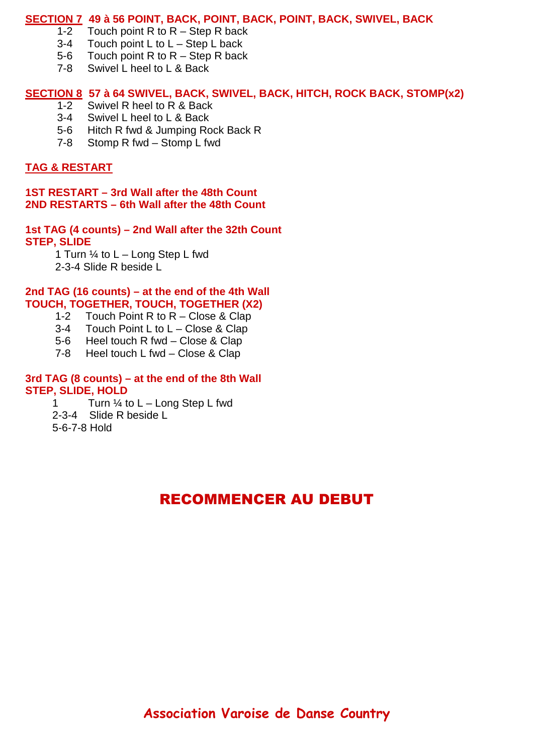**SECTION 7  49 à 56 POINT, BACK, POINT, BACK, POINT, BACK, SWIVEL, BACK**

1-2 Touch point R to R – Step R back
3-4 Touch point L to L – Step L back
5-6 Touch point R to R – Step R back
7-8 Swivel L heel to L & Back

**SECTION 8  57 à 64 SWIVEL, BACK, SWIVEL, BACK, HITCH, ROCK BACK, STOMP(x2)**

1-2 Swivel R heel to R & Back
3-4 Swivel L heel to L & Back
5-6 Hitch R fwd & Jumping Rock Back R
7-8 Stomp R fwd – Stomp L fwd

**TAG & RESTART**

**1ST RESTART – 3rd Wall after the 48th Count**
**2ND RESTARTS – 6th Wall after the 48th Count**

**1st TAG (4 counts) – 2nd Wall after the 32th Count**
**STEP, SLIDE**

1 Turn ¼ to L – Long Step L fwd
2-3-4 Slide R beside L

**2nd TAG (16 counts) – at the end of the 4th Wall**
**TOUCH, TOGETHER, TOUCH, TOGETHER (X2)**

1-2 Touch Point R to R – Close & Clap
3-4 Touch Point L to L – Close & Clap
5-6 Heel touch R fwd – Close & Clap
7-8 Heel touch L fwd – Close & Clap

**3rd TAG (8 counts) – at the end of the 8th Wall**
**STEP, SLIDE, HOLD**

1 Turn ¼ to L – Long Step L fwd
2-3-4 Slide R beside L
5-6-7-8 Hold

## RECOMMENCER AU DEBUT

**Association Varoise de Danse Country**